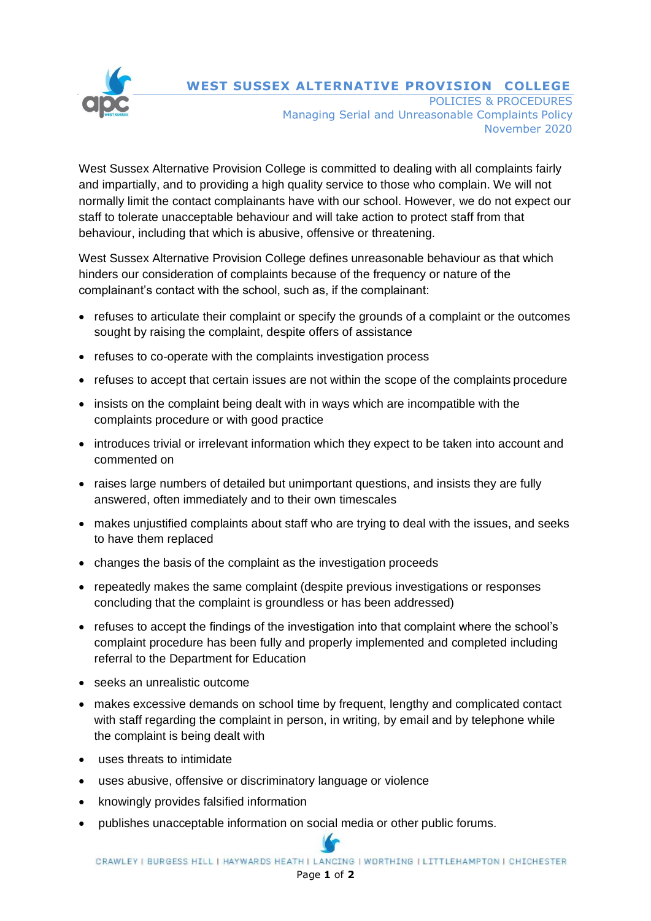# WEST SUSSEX ALTERNATIVE PROVISION COLLEGE

POLICIES & PROCEDURES
Managing Serial and Unreasonable Complaints Policy
November 2020

West Sussex Alternative Provision College is committed to dealing with all complaints fairly and impartially, and to providing a high quality service to those who complain. We will not normally limit the contact complainants have with our school. However, we do not expect our staff to tolerate unacceptable behaviour and will take action to protect staff from that behaviour, including that which is abusive, offensive or threatening.

West Sussex Alternative Provision College defines unreasonable behaviour as that which hinders our consideration of complaints because of the frequency or nature of the complainant's contact with the school, such as, if the complainant:

- refuses to articulate their complaint or specify the grounds of a complaint or the outcomes sought by raising the complaint, despite offers of assistance
- refuses to co-operate with the complaints investigation process
- refuses to accept that certain issues are not within the scope of the complaints procedure
- insists on the complaint being dealt with in ways which are incompatible with the complaints procedure or with good practice
- introduces trivial or irrelevant information which they expect to be taken into account and commented on
- raises large numbers of detailed but unimportant questions, and insists they are fully answered, often immediately and to their own timescales
- makes unjustified complaints about staff who are trying to deal with the issues, and seeks to have them replaced
- changes the basis of the complaint as the investigation proceeds
- repeatedly makes the same complaint (despite previous investigations or responses concluding that the complaint is groundless or has been addressed)
- refuses to accept the findings of the investigation into that complaint where the school's complaint procedure has been fully and properly implemented and completed including referral to the Department for Education
- seeks an unrealistic outcome
- makes excessive demands on school time by frequent, lengthy and complicated contact with staff regarding the complaint in person, in writing, by email and by telephone while the complaint is being dealt with
- uses threats to intimidate
- uses abusive, offensive or discriminatory language or violence
- knowingly provides falsified information
- publishes unacceptable information on social media or other public forums.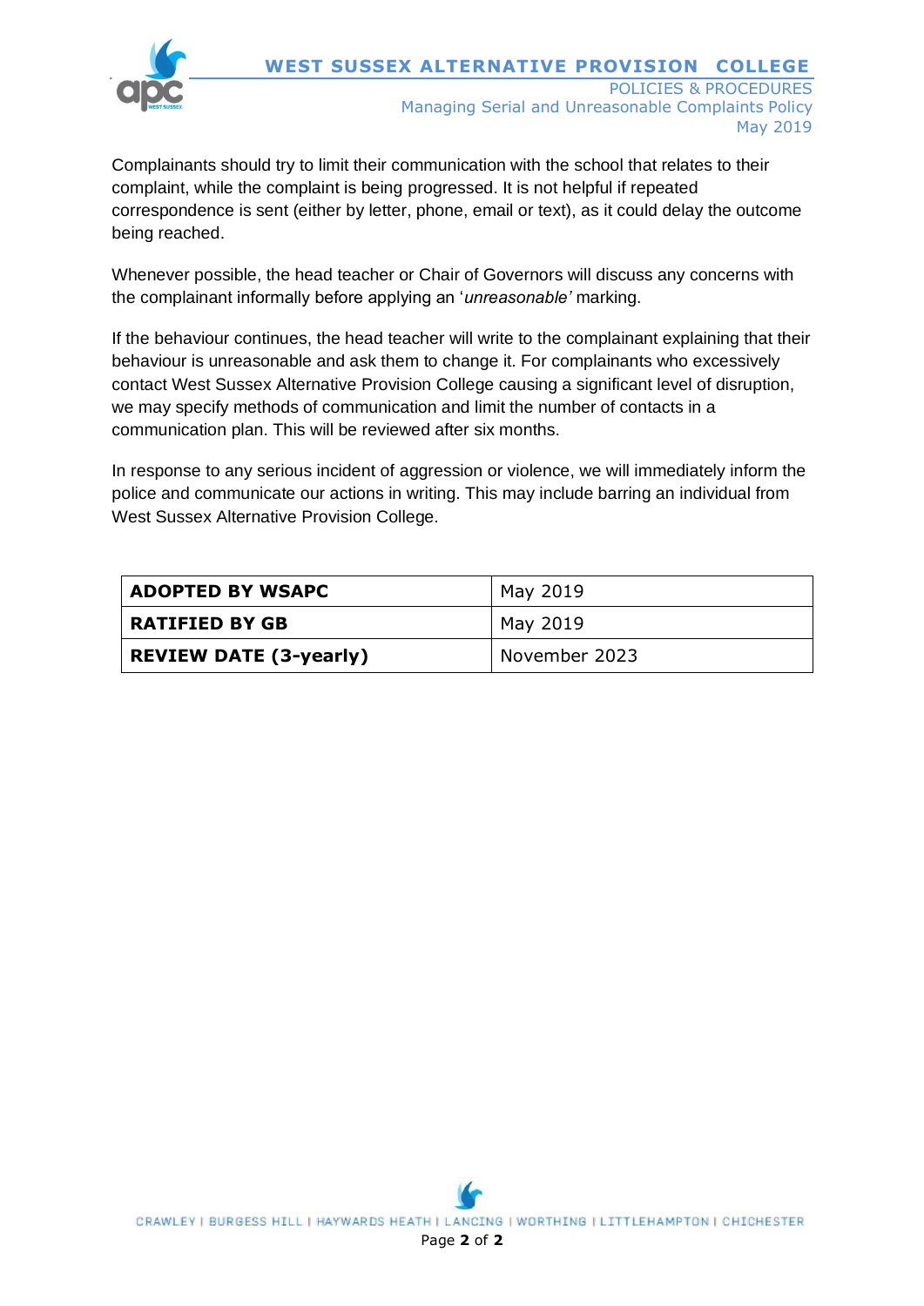Complainants should try to limit their communication with the school that relates to their complaint, while the complaint is being progressed. It is not helpful if repeated correspondence is sent (either by letter, phone, email or text), as it could delay the outcome being reached.

Whenever possible, the head teacher or Chair of Governors will discuss any concerns with the complainant informally before applying an '*unreasonable'* marking.

If the behaviour continues, the head teacher will write to the complainant explaining that their behaviour is unreasonable and ask them to change it. For complainants who excessively contact West Sussex Alternative Provision College causing a significant level of disruption, we may specify methods of communication and limit the number of contacts in a communication plan. This will be reviewed after six months.

In response to any serious incident of aggression or violence, we will immediately inform the police and communicate our actions in writing. This may include barring an individual from West Sussex Alternative Provision College.

| | |
|---|---|
| **ADOPTED BY WSAPC** | May 2019 |
| **RATIFIED BY GB** | May 2019 |
| **REVIEW DATE (3-yearly)** | November 2023 |